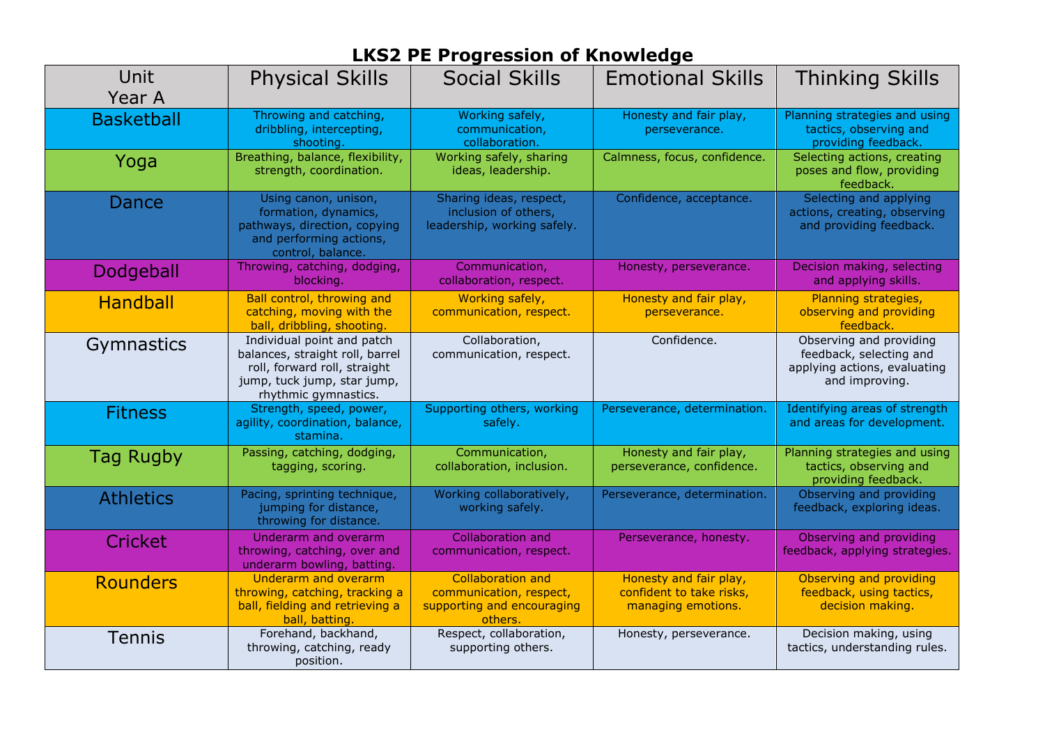# LKS2 PE Progression of Knowledge

| Unit Year A | Physical Skills | Social Skills | Emotional Skills | Thinking Skills |
|---|---|---|---|---|
| Basketball | Throwing and catching, dribbling, intercepting, shooting. | Working safely, communication, collaboration. | Honesty and fair play, perseverance. | Planning strategies and using tactics, observing and providing feedback. |
| Yoga | Breathing, balance, flexibility, strength, coordination. | Working safely, sharing ideas, leadership. | Calmness, focus, confidence. | Selecting actions, creating poses and flow, providing feedback. |
| Dance | Using canon, unison, formation, dynamics, pathways, direction, copying and performing actions, control, balance. | Sharing ideas, respect, inclusion of others, leadership, working safely. | Confidence, acceptance. | Selecting and applying actions, creating, observing and providing feedback. |
| Dodgeball | Throwing, catching, dodging, blocking. | Communication, collaboration, respect. | Honesty, perseverance. | Decision making, selecting and applying skills. |
| Handball | Ball control, throwing and catching, moving with the ball, dribbling, shooting. | Working safely, communication, respect. | Honesty and fair play, perseverance. | Planning strategies, observing and providing feedback. |
| Gymnastics | Individual point and patch balances, straight roll, barrel roll, forward roll, straight jump, tuck jump, star jump, rhythmic gymnastics. | Collaboration, communication, respect. | Confidence. | Observing and providing feedback, selecting and applying actions, evaluating and improving. |
| Fitness | Strength, speed, power, agility, coordination, balance, stamina. | Supporting others, working safely. | Perseverance, determination. | Identifying areas of strength and areas for development. |
| Tag Rugby | Passing, catching, dodging, tagging, scoring. | Communication, collaboration, inclusion. | Honesty and fair play, perseverance, confidence. | Planning strategies and using tactics, observing and providing feedback. |
| Athletics | Pacing, sprinting technique, jumping for distance, throwing for distance. | Working collaboratively, working safely. | Perseverance, determination. | Observing and providing feedback, exploring ideas. |
| Cricket | Underarm and overarm throwing, catching, over and underarm bowling, batting. | Collaboration and communication, respect. | Perseverance, honesty. | Observing and providing feedback, applying strategies. |
| Rounders | Underarm and overarm throwing, catching, tracking a ball, fielding and retrieving a ball, batting. | Collaboration and communication, respect, supporting and encouraging others. | Honesty and fair play, confident to take risks, managing emotions. | Observing and providing feedback, using tactics, decision making. |
| Tennis | Forehand, backhand, throwing, catching, ready position. | Respect, collaboration, supporting others. | Honesty, perseverance. | Decision making, using tactics, understanding rules. |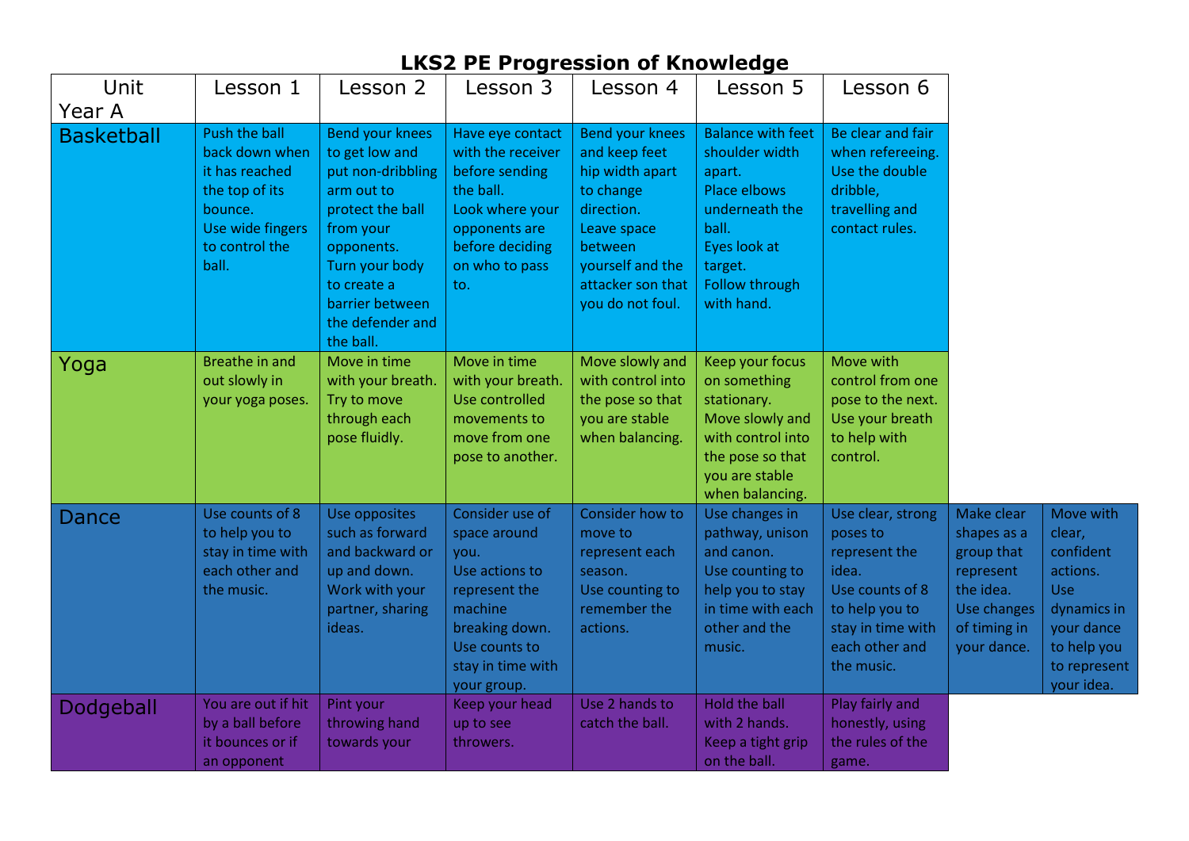# LKS2 PE Progression of Knowledge

| Unit Year A | Lesson 1 | Lesson 2 | Lesson 3 | Lesson 4 | Lesson 5 | Lesson 6 | | |
|---|---|---|---|---|---|---|---|---|
| Basketball | Push the ball back down when it has reached the top of its bounce. Use wide fingers to control the ball. | Bend your knees to get low and put non-dribbling arm out to protect the ball from your opponents. Turn your body to create a barrier between the defender and the ball. | Have eye contact with the receiver before sending the ball. Look where your opponents are before deciding on who to pass to. | Bend your knees and keep feet hip width apart to change direction. Leave space between yourself and the attacker son that you do not foul. | Balance with feet shoulder width apart. Place elbows underneath the ball. Eyes look at target. Follow through with hand. | Be clear and fair when refereeing. Use the double dribble, travelling and contact rules. | | |
| Yoga | Breathe in and out slowly in your yoga poses. | Move in time with your breath. Try to move through each pose fluidly. | Move in time with your breath. Use controlled movements to move from one pose to another. | Move slowly and with control into the pose so that you are stable when balancing. | Keep your focus on something stationary. Move slowly and with control into the pose so that you are stable when balancing. | Move with control from one pose to the next. Use your breath to help with control. | | |
| Dance | Use counts of 8 to help you to stay in time with each other and the music. | Use opposites such as forward and backward or up and down. Work with your partner, sharing ideas. | Consider use of space around you. Use actions to represent the machine breaking down. Use counts to stay in time with your group. | Consider how to move to represent each season. Use counting to remember the actions. | Use changes in pathway, unison and canon. Use counting to help you to stay in time with each other and the music. | Use clear, strong poses to represent the idea. Use counts of 8 to help you to stay in time with each other and the music. | Make clear shapes as a group that represent the idea. Use changes of timing in your dance. | Move with clear, confident actions. Use dynamics in your dance to help you to represent your idea. |
| Dodgeball | You are out if hit by a ball before it bounces or if an opponent | Pint your throwing hand towards your | Keep your head up to see throwers. | Use 2 hands to catch the ball. | Hold the ball with 2 hands. Keep a tight grip on the ball. | Play fairly and honestly, using the rules of the game. | | |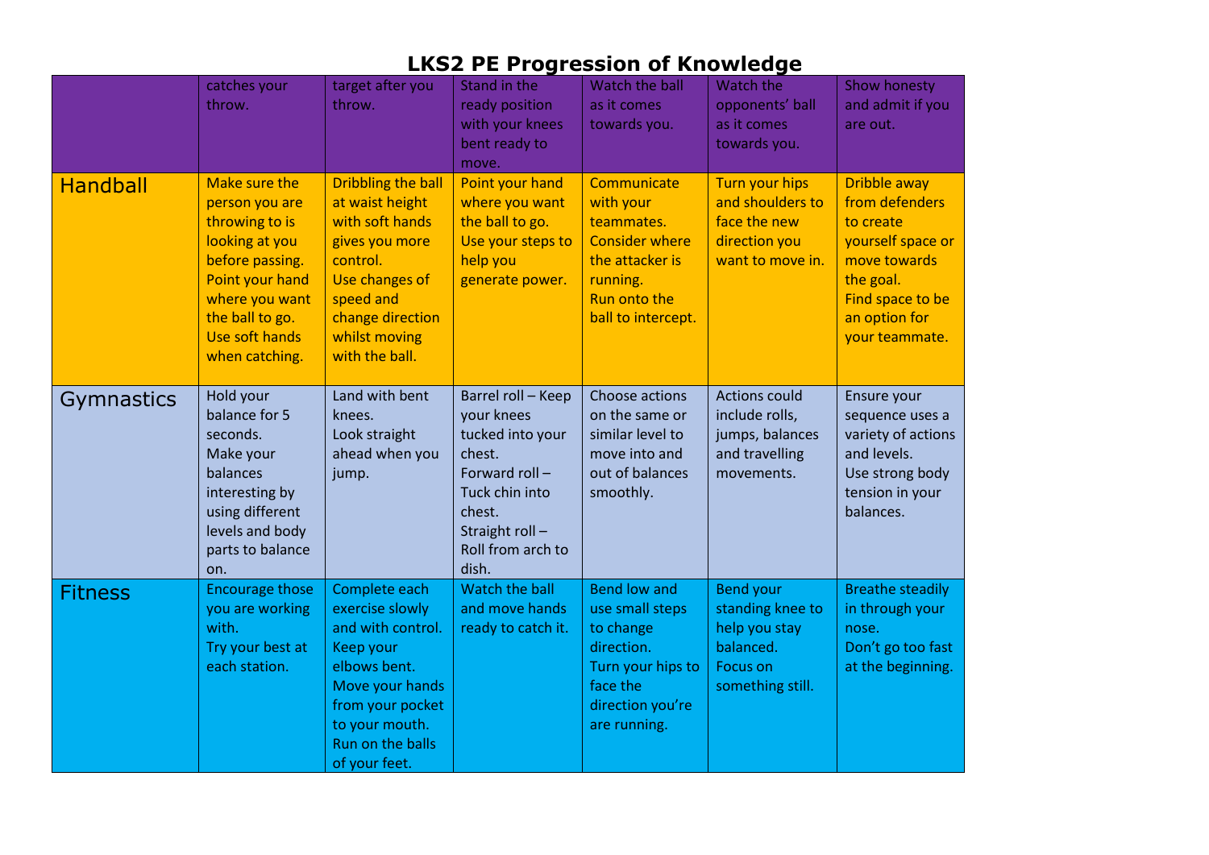# LKS2 PE Progression of Knowledge

| | | | | | | |
|---|---|---|---|---|---|---|
| | catches your throw. | target after you throw. | Stand in the ready position with your knees bent ready to move. | Watch the ball as it comes towards you. | Watch the opponents' ball as it comes towards you. | Show honesty and admit if you are out. |
| Handball | Make sure the person you are throwing to is looking at you before passing. Point your hand where you want the ball to go. Use soft hands when catching. | Dribbling the ball at waist height with soft hands gives you more control. Use changes of speed and change direction whilst moving with the ball. | Point your hand where you want the ball to go. Use your steps to help you generate power. | Communicate with your teammates. Consider where the attacker is running. Run onto the ball to intercept. | Turn your hips and shoulders to face the new direction you want to move in. | Dribble away from defenders to create yourself space or move towards the goal. Find space to be an option for your teammate. |
| Gymnastics | Hold your balance for 5 seconds. Make your balances interesting by using different levels and body parts to balance on. | Land with bent knees. Look straight ahead when you jump. | Barrel roll – Keep your knees tucked into your chest. Forward roll – Tuck chin into chest. Straight roll – Roll from arch to dish. | Choose actions on the same or similar level to move into and out of balances smoothly. | Actions could include rolls, jumps, balances and travelling movements. | Ensure your sequence uses a variety of actions and levels. Use strong body tension in your balances. |
| Fitness | Encourage those you are working with. Try your best at each station. | Complete each exercise slowly and with control. Keep your elbows bent. Move your hands from your pocket to your mouth. Run on the balls of your feet. | Watch the ball and move hands ready to catch it. | Bend low and use small steps to change direction. Turn your hips to face the direction you're are running. | Bend your standing knee to help you stay balanced. Focus on something still. | Breathe steadily in through your nose. Don't go too fast at the beginning. |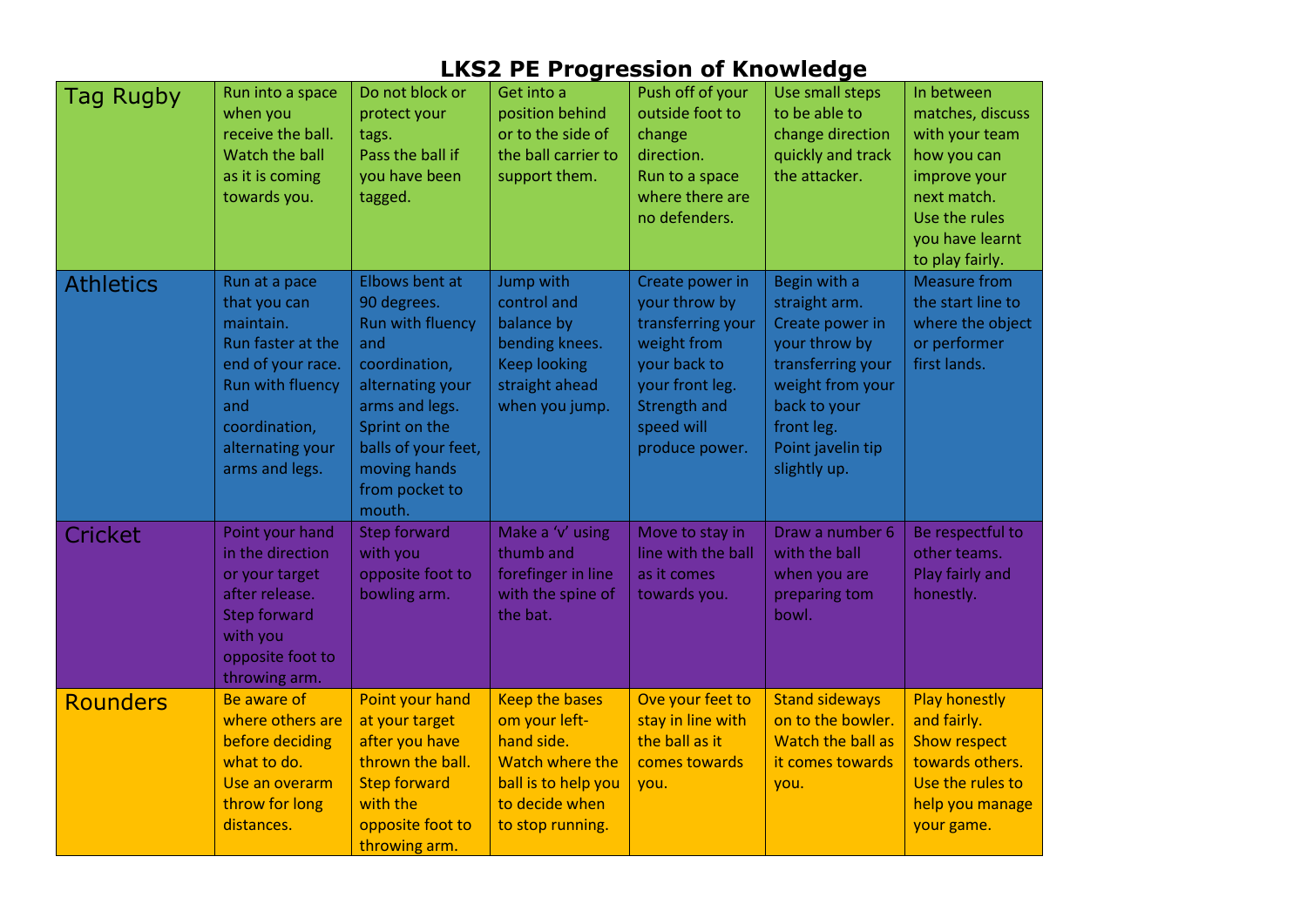# LKS2 PE Progression of Knowledge

| Tag Rugby | Run into a space when you receive the ball. Watch the ball as it is coming towards you. | Do not block or protect your tags. Pass the ball if you have been tagged. | Get into a position behind or to the side of the ball carrier to support them. | Push off of your outside foot to change direction. Run to a space where there are no defenders. | Use small steps to be able to change direction quickly and track the attacker. | In between matches, discuss with your team how you can improve your next match. Use the rules you have learnt to play fairly. |
|---|---|---|---|---|---|---|
| Athletics | Run at a pace that you can maintain. Run faster at the end of your race. Run with fluency and coordination, alternating your arms and legs. | Elbows bent at 90 degrees. Run with fluency and coordination, alternating your arms and legs. Sprint on the balls of your feet, moving hands from pocket to mouth. | Jump with control and balance by bending knees. Keep looking straight ahead when you jump. | Create power in your throw by transferring your weight from your back to your front leg. Strength and speed will produce power. | Begin with a straight arm. Create power in your throw by transferring your weight from your back to your front leg. Point javelin tip slightly up. | Measure from the start line to where the object or performer first lands. |
| Cricket | Point your hand in the direction or your target after release. Step forward with you opposite foot to throwing arm. | Step forward with you opposite foot to bowling arm. | Make a 'v' using thumb and forefinger in line with the spine of the bat. | Move to stay in line with the ball as it comes towards you. | Draw a number 6 with the ball when you are preparing tom bowl. | Be respectful to other teams. Play fairly and honestly. |
| Rounders | Be aware of where others are before deciding what to do. Use an overarm throw for long distances. | Point your hand at your target after you have thrown the ball. Step forward with the opposite foot to throwing arm. | Keep the bases om your left-hand side. Watch where the ball is to help you to decide when to stop running. | Ove your feet to stay in line with the ball as it comes towards you. | Stand sideways on to the bowler. Watch the ball as it comes towards you. | Play honestly and fairly. Show respect towards others. Use the rules to help you manage your game. |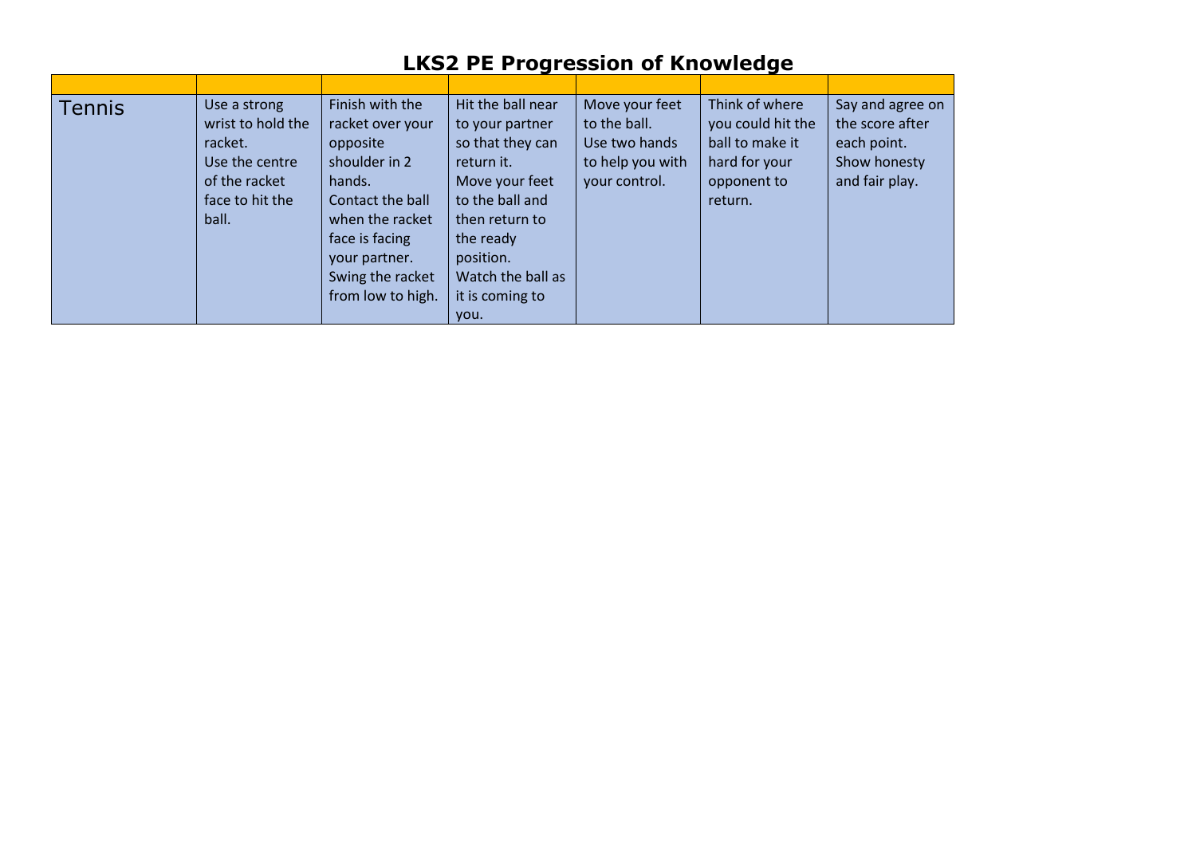# LKS2 PE Progression of Knowledge

| | | | | | | |
|---|---|---|---|---|---|---|
| Tennis | Use a strong wrist to hold the racket. Use the centre of the racket face to hit the ball. | Finish with the racket over your opposite shoulder in 2 hands. Contact the ball when the racket face is facing your partner. Swing the racket from low to high. | Hit the ball near to your partner so that they can return it. Move your feet to the ball and then return to the ready position. Watch the ball as it is coming to you. | Move your feet to the ball. Use two hands to help you with your control. | Think of where you could hit the ball to make it hard for your opponent to return. | Say and agree on the score after each point. Show honesty and fair play. |